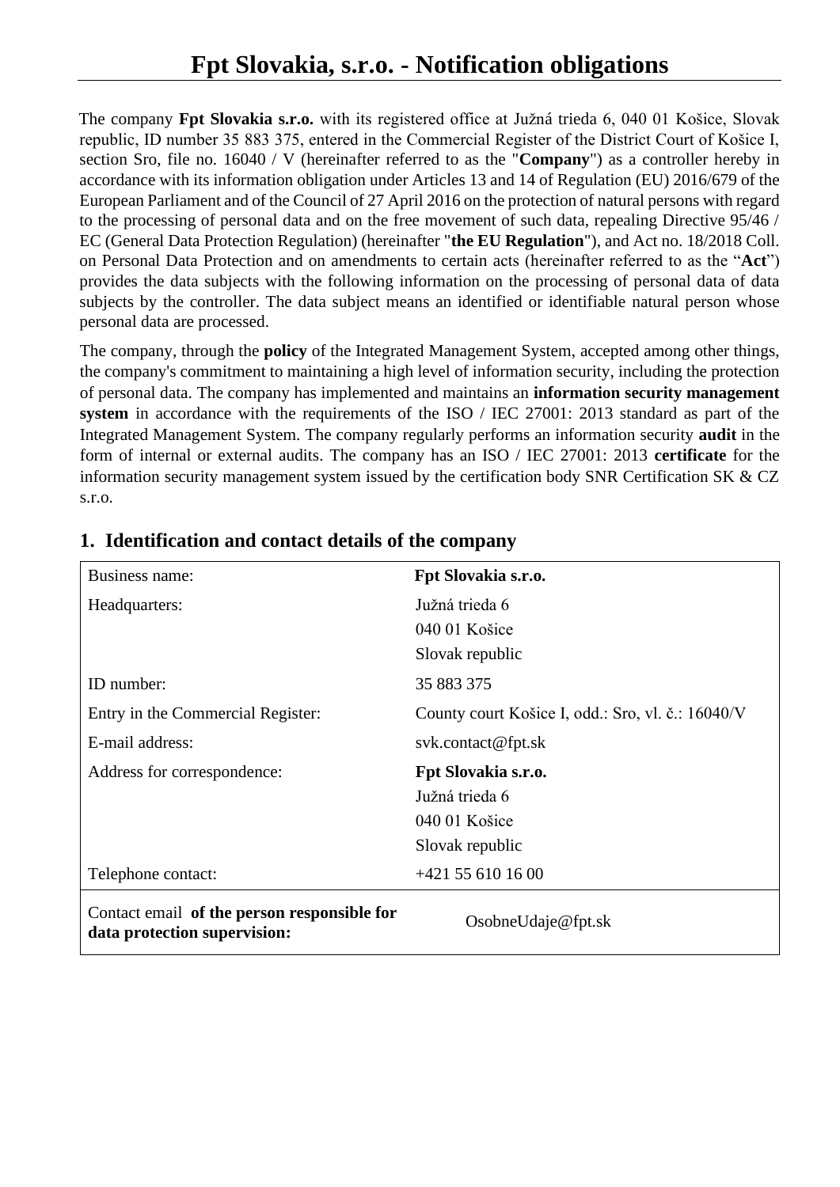# Fpt Slovakia, s.r.o. - Notification obligations

The company **Fpt Slovakia s.r.o.** with its registered office at Južná trieda 6, 040 01 Košice, Slovak republic, ID number 35 883 375, entered in the Commercial Register of the District Court of Košice I, section Sro, file no. 16040 / V (hereinafter referred to as the "**Company**") as a controller hereby in accordance with its information obligation under Articles 13 and 14 of Regulation (EU) 2016/679 of the European Parliament and of the Council of 27 April 2016 on the protection of natural persons with regard to the processing of personal data and on the free movement of such data, repealing Directive 95/46 / EC (General Data Protection Regulation) (hereinafter "**the EU Regulation**"), and Act no. 18/2018 Coll. on Personal Data Protection and on amendments to certain acts (hereinafter referred to as the "**Act**") provides the data subjects with the following information on the processing of personal data of data subjects by the controller. The data subject means an identified or identifiable natural person whose personal data are processed.

The company, through the **policy** of the Integrated Management System, accepted among other things, the company's commitment to maintaining a high level of information security, including the protection of personal data. The company has implemented and maintains an **information security management system** in accordance with the requirements of the ISO / IEC 27001: 2013 standard as part of the Integrated Management System. The company regularly performs an information security **audit** in the form of internal or external audits. The company has an ISO / IEC 27001: 2013 **certificate** for the information security management system issued by the certification body SNR Certification SK & CZ s.r.o.

## 1. Identification and contact details of the company

| | |
|---|---|
| Business name: | **Fpt Slovakia s.r.o.** |
| Headquarters: | Južná trieda 6<br>040 01 Košice<br>Slovak republic |
| ID number: | 35 883 375 |
| Entry in the Commercial Register: | County court Košice I, odd.: Sro, vl. č.: 16040/V |
| E-mail address: | svk.contact@fpt.sk |
| Address for correspondence: | **Fpt Slovakia s.r.o.**<br>Južná trieda 6<br>040 01 Košice<br>Slovak republic |
| Telephone contact: | +421 55 610 16 00 |
| Contact email **of the person responsible for data protection supervision:** | OsobneUdaje@fpt.sk |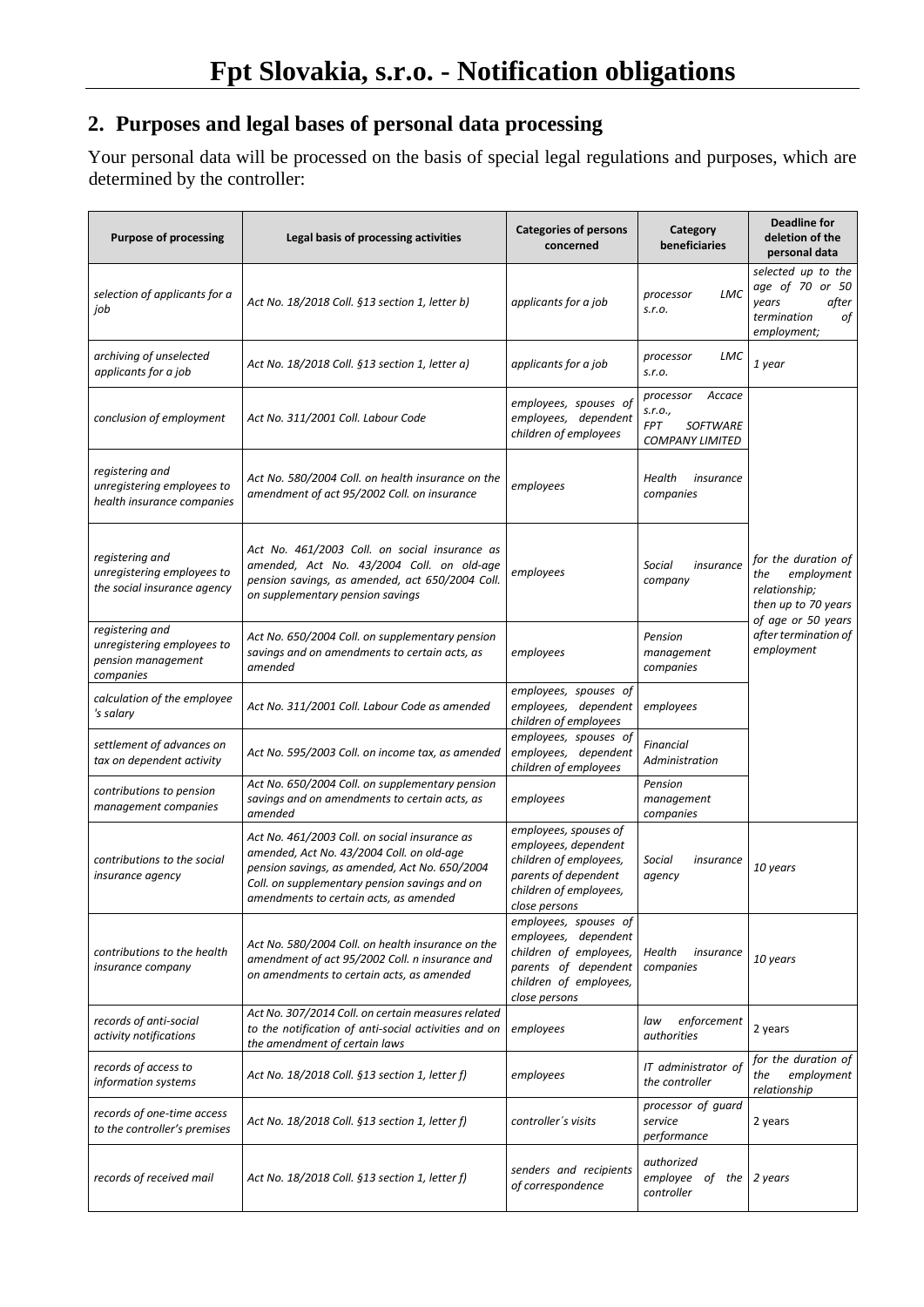## 2. Purposes and legal bases of personal data processing

Your personal data will be processed on the basis of special legal regulations and purposes, which are determined by the controller:

| Purpose of processing | Legal basis of processing activities | Categories of persons concerned | Category beneficiaries | Deadline for deletion of the personal data |
|---|---|---|---|---|
| *selection of applicants for a job* | *Act No. 18/2018 Coll. §13 section 1, letter b)* | *applicants for a job* | *processor LMC s.r.o.* | *selected up to the age of 70 or 50 years after termination of employment;* |
| *archiving of unselected applicants for a job* | *Act No. 18/2018 Coll. §13 section 1, letter a)* | *applicants for a job* | *processor LMC s.r.o.* | *1 year* |
| *conclusion of employment* | *Act No. 311/2001 Coll. Labour Code* | *employees, spouses of employees, dependent children of employees* | *processor Accace s.r.o., FPT SOFTWARE COMPANY LIMITED* | *for the duration of the employment relationship; then up to 70 years of age or 50 years after termination of employment* |
| *registering and unregistering employees to health insurance companies* | *Act No. 580/2004 Coll. on health insurance on the amendment of act 95/2002 Coll. on insurance* | *employees* | *Health insurance companies* | |
| *registering and unregistering employees to the social insurance agency* | *Act No. 461/2003 Coll. on social insurance as amended, Act No. 43/2004 Coll. on old-age pension savings, as amended, act 650/2004 Coll. on supplementary pension savings* | *employees* | *Social insurance company* | |
| *registering and unregistering employees to pension management companies* | *Act No. 650/2004 Coll. on supplementary pension savings and on amendments to certain acts, as amended* | *employees* | *Pension management companies* | |
| *calculation of the employee 's salary* | *Act No. 311/2001 Coll. Labour Code as amended* | *employees, spouses of employees, dependent children of employees* | *employees* | |
| *settlement of advances on tax on dependent activity* | *Act No. 595/2003 Coll. on income tax, as amended* | *employees, spouses of employees, dependent children of employees* | *Financial Administration* | |
| *contributions to pension management companies* | *Act No. 650/2004 Coll. on supplementary pension savings and on amendments to certain acts, as amended* | *employees* | *Pension management companies* | |
| *contributions to the social insurance agency* | *Act No. 461/2003 Coll. on social insurance as amended, Act No. 43/2004 Coll. on old-age pension savings, as amended, Act No. 650/2004 Coll. on supplementary pension savings and on amendments to certain acts, as amended* | *employees, spouses of employees, dependent children of employees, parents of dependent children of employees, close persons* | *Social insurance agency* | *10 years* |
| *contributions to the health insurance company* | *Act No. 580/2004 Coll. on health insurance on the amendment of act 95/2002 Coll. n insurance and on amendments to certain acts, as amended* | *employees, spouses of employees, dependent children of employees, parents of dependent children of employees, close persons* | *Health insurance companies* | *10 years* |
| *records of anti-social activity notifications* | *Act No. 307/2014 Coll. on certain measures related to the notification of anti-social activities and on the amendment of certain laws* | *employees* | *law enforcement authorities* | 2 years |
| *records of access to information systems* | *Act No. 18/2018 Coll. §13 section 1, letter f)* | *employees* | *IT administrator of the controller* | *for the duration of the employment relationship* |
| *records of one-time access to the controller's premises* | *Act No. 18/2018 Coll. §13 section 1, letter f)* | *controller´s visits* | *processor of guard service performance* | 2 years |
| *records of received mail* | *Act No. 18/2018 Coll. §13 section 1, letter f)* | *senders and recipients of correspondence* | *authorized employee of the controller* | *2 years* |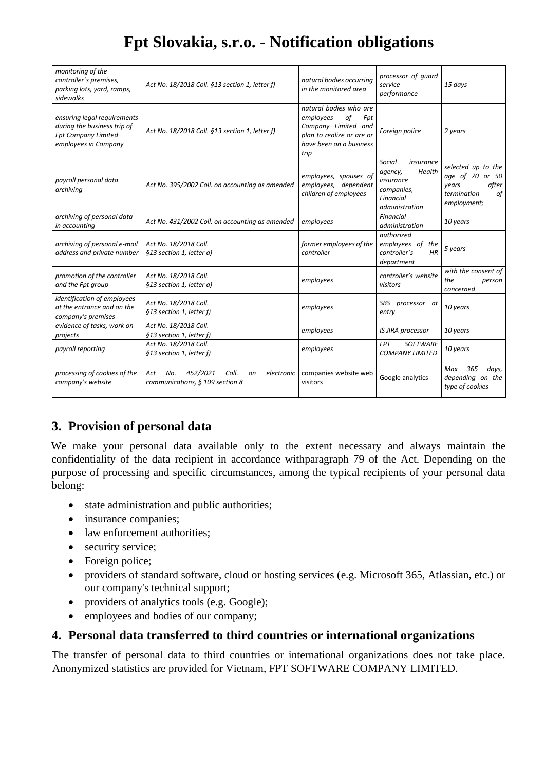# Fpt Slovakia, s.r.o. - Notification obligations

| | | | | |
|---|---|---|---|---|
| *monitoring of the controller´s premises, parking lots, yard, ramps, sidewalks* | *Act No. 18/2018 Coll. §13 section 1, letter f)* | *natural bodies occurring in the monitored area* | *processor of guard service performance* | *15 days* |
| *ensuring legal requirements during the business trip of Fpt Company Limited employees in Company* | *Act No. 18/2018 Coll. §13 section 1, letter f)* | *natural bodies who are employees of Fpt Company Limited and plan to realize or are or have been on a business trip* | *Foreign police* | *2 years* |
| *payroll personal data archiving* | *Act No. 395/2002 Coll. on accounting as amended* | *employees, spouses of employees, dependent children of employees* | *Social insurance agency, Health insurance companies, Financial administration* | *selected up to the age of 70 or 50 years after termination of employment;* |
| *archiving of personal data in accounting* | *Act No. 431/2002 Coll. on accounting as amended* | *employees* | *Financial administration* | *10 years* |
| *archiving of personal e-mail address and private number* | *Act No. 18/2018 Coll. §13 section 1, letter a)* | *former employees of the controller* | *authorized employees of the controller´s HR department* | *5 years* |
| *promotion of the controller and the Fpt group* | *Act No. 18/2018 Coll. §13 section 1, letter a)* | *employees* | *controller's website visitors* | *with the consent of the person concerned* |
| *identification of employees at the entrance and on the company's premises* | *Act No. 18/2018 Coll. §13 section 1, letter f)* | *employees* | *SBS processor at entry* | *10 years* |
| *evidence of tasks, work on projects* | *Act No. 18/2018 Coll. §13 section 1, letter f)* | *employees* | *IS JIRA processor* | *10 years* |
| *payroll reporting* | *Act No. 18/2018 Coll. §13 section 1, letter f)* | *employees* | *FPT SOFTWARE COMPANY LIMITED* | *10 years* |
| *processing of cookies of the company's website* | *Act No. 452/2021 Coll. on electronic communications, § 109 section 8* | companies website web visitors | Google analytics | *Max 365 days, depending on the type of cookies* |

## 3. Provision of personal data

We make your personal data available only to the extent necessary and always maintain the confidentiality of the data recipient in accordance withparagraph 79 of the Act. Depending on the purpose of processing and specific circumstances, among the typical recipients of your personal data belong:

- state administration and public authorities;
- insurance companies;
- law enforcement authorities;
- security service;
- Foreign police;
- providers of standard software, cloud or hosting services (e.g. Microsoft 365, Atlassian, etc.) or our company's technical support;
- providers of analytics tools (e.g. Google);
- employees and bodies of our company;

## 4. Personal data transferred to third countries or international organizations

The transfer of personal data to third countries or international organizations does not take place. Anonymized statistics are provided for Vietnam, FPT SOFTWARE COMPANY LIMITED.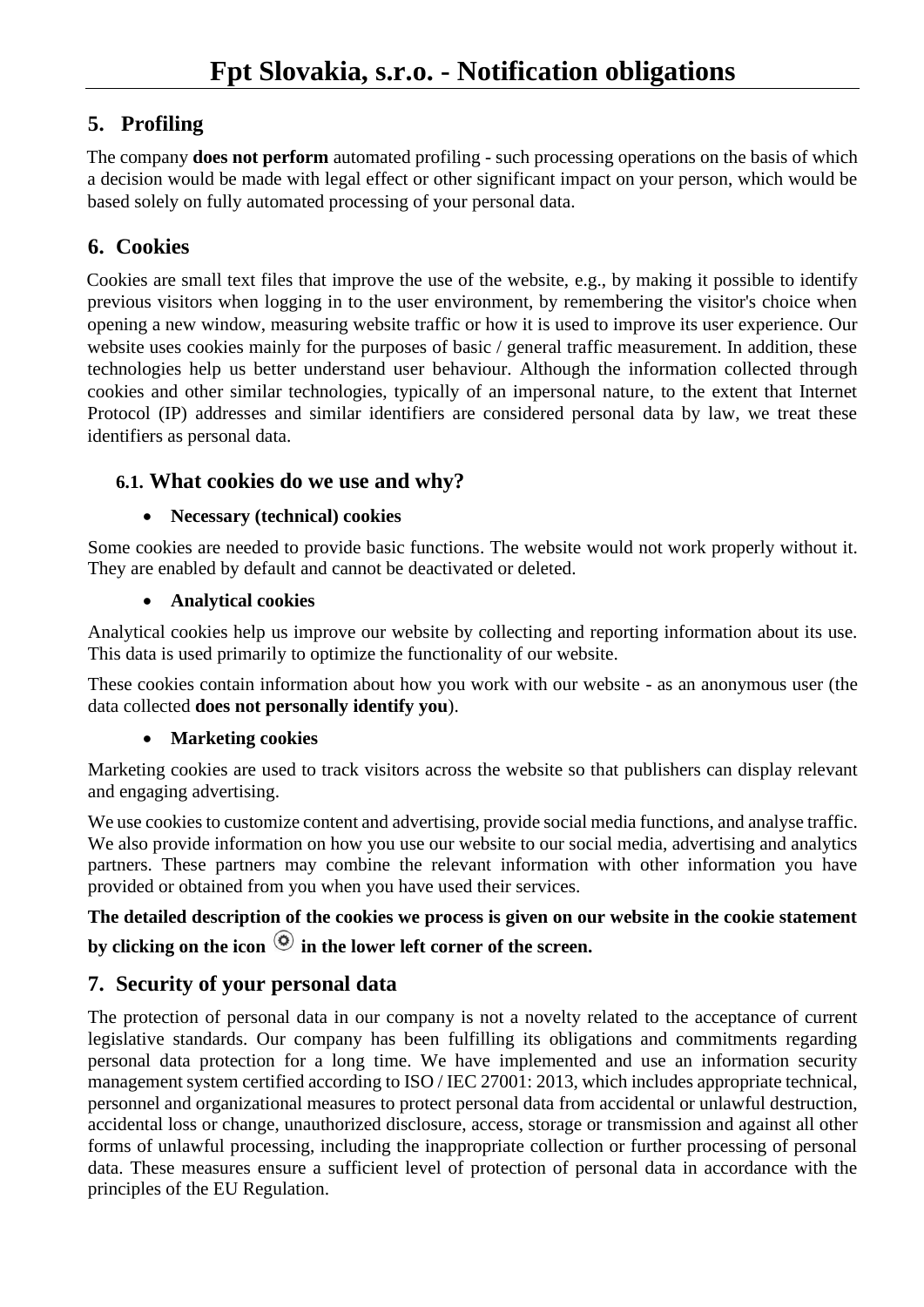## 5. Profiling

The company **does not perform** automated profiling - such processing operations on the basis of which a decision would be made with legal effect or other significant impact on your person, which would be based solely on fully automated processing of your personal data.

## 6. Cookies

Cookies are small text files that improve the use of the website, e.g., by making it possible to identify previous visitors when logging in to the user environment, by remembering the visitor's choice when opening a new window, measuring website traffic or how it is used to improve its user experience. Our website uses cookies mainly for the purposes of basic / general traffic measurement. In addition, these technologies help us better understand user behaviour. Although the information collected through cookies and other similar technologies, typically of an impersonal nature, to the extent that Internet Protocol (IP) addresses and similar identifiers are considered personal data by law, we treat these identifiers as personal data.

### 6.1. What cookies do we use and why?

- **Necessary (technical) cookies**

Some cookies are needed to provide basic functions. The website would not work properly without it. They are enabled by default and cannot be deactivated or deleted.

- **Analytical cookies**

Analytical cookies help us improve our website by collecting and reporting information about its use. This data is used primarily to optimize the functionality of our website.

These cookies contain information about how you work with our website - as an anonymous user (the data collected **does not personally identify you**).

- **Marketing cookies**

Marketing cookies are used to track visitors across the website so that publishers can display relevant and engaging advertising.

We use cookies to customize content and advertising, provide social media functions, and analyse traffic. We also provide information on how you use our website to our social media, advertising and analytics partners. These partners may combine the relevant information with other information you have provided or obtained from you when you have used their services.

**The detailed description of the cookies we process is given on our website in the cookie statement by clicking on the icon ⚙ in the lower left corner of the screen.**

## 7. Security of your personal data

The protection of personal data in our company is not a novelty related to the acceptance of current legislative standards. Our company has been fulfilling its obligations and commitments regarding personal data protection for a long time. We have implemented and use an information security management system certified according to ISO / IEC 27001: 2013, which includes appropriate technical, personnel and organizational measures to protect personal data from accidental or unlawful destruction, accidental loss or change, unauthorized disclosure, access, storage or transmission and against all other forms of unlawful processing, including the inappropriate collection or further processing of personal data. These measures ensure a sufficient level of protection of personal data in accordance with the principles of the EU Regulation.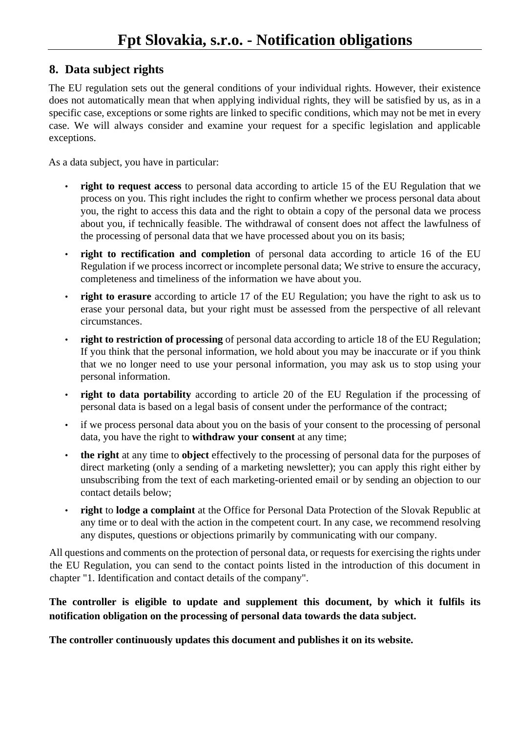## 8. Data subject rights

The EU regulation sets out the general conditions of your individual rights. However, their existence does not automatically mean that when applying individual rights, they will be satisfied by us, as in a specific case, exceptions or some rights are linked to specific conditions, which may not be met in every case. We will always consider and examine your request for a specific legislation and applicable exceptions.

As a data subject, you have in particular:

- **right to request access** to personal data according to article 15 of the EU Regulation that we process on you. This right includes the right to confirm whether we process personal data about you, the right to access this data and the right to obtain a copy of the personal data we process about you, if technically feasible. The withdrawal of consent does not affect the lawfulness of the processing of personal data that we have processed about you on its basis;
- **right to rectification and completion** of personal data according to article 16 of the EU Regulation if we process incorrect or incomplete personal data; We strive to ensure the accuracy, completeness and timeliness of the information we have about you.
- **right to erasure** according to article 17 of the EU Regulation; you have the right to ask us to erase your personal data, but your right must be assessed from the perspective of all relevant circumstances.
- **right to restriction of processing** of personal data according to article 18 of the EU Regulation; If you think that the personal information, we hold about you may be inaccurate or if you think that we no longer need to use your personal information, you may ask us to stop using your personal information.
- **right to data portability** according to article 20 of the EU Regulation if the processing of personal data is based on a legal basis of consent under the performance of the contract;
- if we process personal data about you on the basis of your consent to the processing of personal data, you have the right to **withdraw your consent** at any time;
- **the right** at any time to **object** effectively to the processing of personal data for the purposes of direct marketing (only a sending of a marketing newsletter); you can apply this right either by unsubscribing from the text of each marketing-oriented email or by sending an objection to our contact details below;
- **right** to **lodge a complaint** at the Office for Personal Data Protection of the Slovak Republic at any time or to deal with the action in the competent court. In any case, we recommend resolving any disputes, questions or objections primarily by communicating with our company.

All questions and comments on the protection of personal data, or requests for exercising the rights under the EU Regulation, you can send to the contact points listed in the introduction of this document in chapter "1. Identification and contact details of the company".

**The controller is eligible to update and supplement this document, by which it fulfils its notification obligation on the processing of personal data towards the data subject.**

**The controller continuously updates this document and publishes it on its website.**